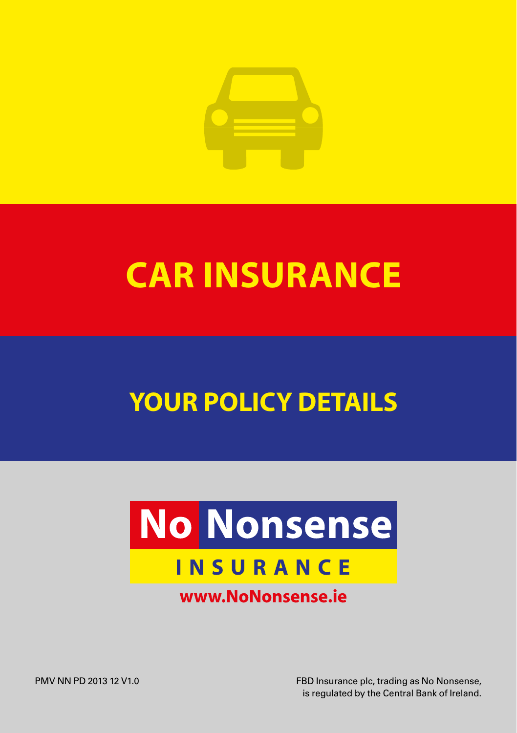# CAR INSURANCE

## YOUR POLICY DETAILS

**No Nonsense**
**INSURANCE**

**www.NoNonsense.ie**

PMV NN PD 2013 12 V1.0

FBD Insurance plc, trading as No Nonsense, is regulated by the Central Bank of Ireland.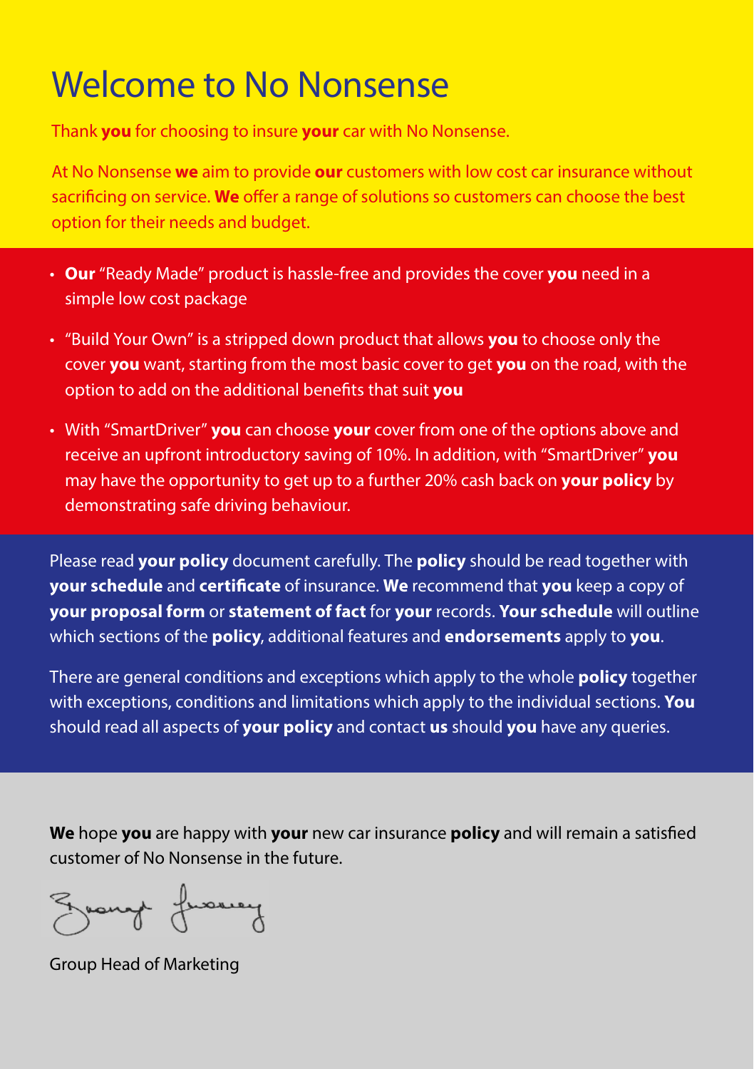# Welcome to No Nonsense

Thank **you** for choosing to insure **your** car with No Nonsense.

At No Nonsense **we** aim to provide **our** customers with low cost car insurance without sacrificing on service. **We** offer a range of solutions so customers can choose the best option for their needs and budget.

- **Our** "Ready Made" product is hassle-free and provides the cover **you** need in a simple low cost package
- "Build Your Own" is a stripped down product that allows **you** to choose only the cover **you** want, starting from the most basic cover to get **you** on the road, with the option to add on the additional benefits that suit **you**
- With "SmartDriver" **you** can choose **your** cover from one of the options above and receive an upfront introductory saving of 10%. In addition, with "SmartDriver" **you** may have the opportunity to get up to a further 20% cash back on **your policy** by demonstrating safe driving behaviour.

Please read **your policy** document carefully. The **policy** should be read together with **your schedule** and **certificate** of insurance. **We** recommend that **you** keep a copy of **your proposal form** or **statement of fact** for **your** records. **Your schedule** will outline which sections of the **policy**, additional features and **endorsements** apply to **you**.

There are general conditions and exceptions which apply to the whole **policy** together with exceptions, conditions and limitations which apply to the individual sections. **You** should read all aspects of **your policy** and contact **us** should **you** have any queries.

**We** hope **you** are happy with **your** new car insurance **policy** and will remain a satisfied customer of No Nonsense in the future.

Group Head of Marketing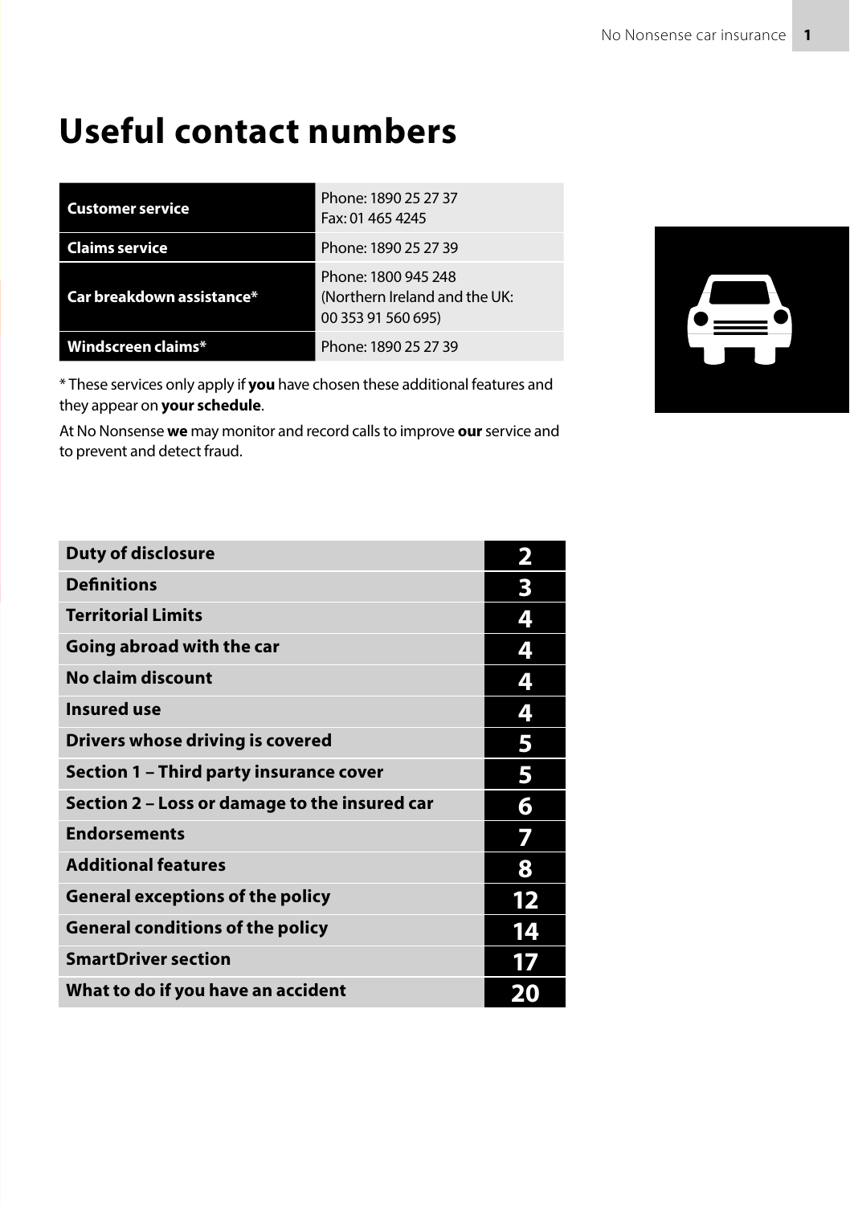# Useful contact numbers

| | |
|---|---|
| **Customer service** | Phone: 1890 25 27 37<br>Fax: 01 465 4245 |
| **Claims service** | Phone: 1890 25 27 39 |
| **Car breakdown assistance*** | Phone: 1800 945 248<br>(Northern Ireland and the UK:<br>00 353 91 560 695) |
| **Windscreen claims*** | Phone: 1890 25 27 39 |

* These services only apply if **you** have chosen these additional features and they appear on **your schedule**.

At No Nonsense **we** may monitor and record calls to improve **our** service and to prevent and detect fraud.

| | |
|---|---|
| **Duty of disclosure** | **2** |
| **Definitions** | **3** |
| **Territorial Limits** | **4** |
| **Going abroad with the car** | **4** |
| **No claim discount** | **4** |
| **Insured use** | **4** |
| **Drivers whose driving is covered** | **5** |
| **Section 1 – Third party insurance cover** | **5** |
| **Section 2 – Loss or damage to the insured car** | **6** |
| **Endorsements** | **7** |
| **Additional features** | **8** |
| **General exceptions of the policy** | **12** |
| **General conditions of the policy** | **14** |
| **SmartDriver section** | **17** |
| **What to do if you have an accident** | **20** |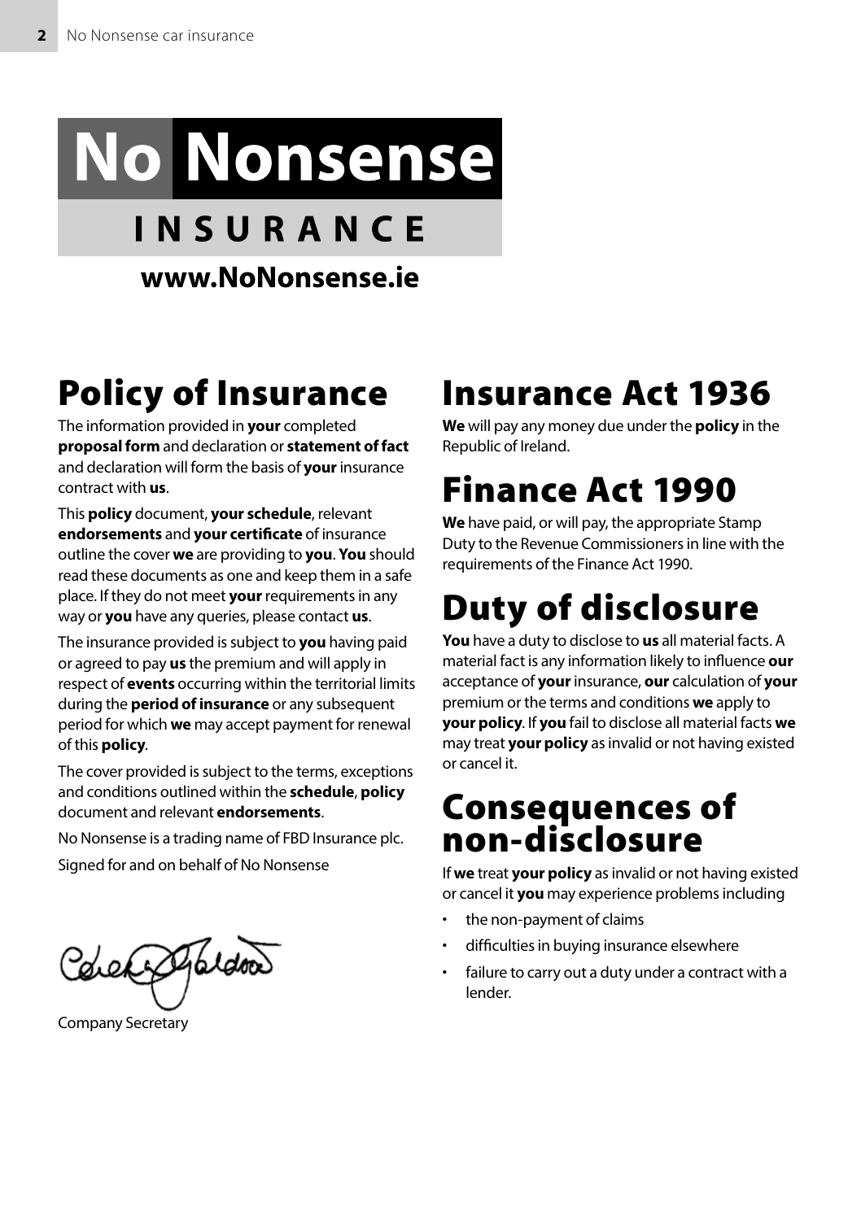**No Nonsense**

**INSURANCE**

**www.NoNonsense.ie**

# Policy of Insurance

The information provided in **your** completed **proposal form** and declaration or **statement of fact** and declaration will form the basis of **your** insurance contract with **us**.

This **policy** document, **your schedule**, relevant **endorsements** and **your certificate** of insurance outline the cover **we** are providing to **you**. **You** should read these documents as one and keep them in a safe place. If they do not meet **your** requirements in any way or **you** have any queries, please contact **us**.

The insurance provided is subject to **you** having paid or agreed to pay **us** the premium and will apply in respect of **events** occurring within the territorial limits during the **period of insurance** or any subsequent period for which **we** may accept payment for renewal of this **policy**.

The cover provided is subject to the terms, exceptions and conditions outlined within the **schedule**, **policy** document and relevant **endorsements**.

No Nonsense is a trading name of FBD Insurance plc.

Signed for and on behalf of No Nonsense

Company Secretary

# Insurance Act 1936

**We** will pay any money due under the **policy** in the Republic of Ireland.

# Finance Act 1990

**We** have paid, or will pay, the appropriate Stamp Duty to the Revenue Commissioners in line with the requirements of the Finance Act 1990.

# Duty of disclosure

**You** have a duty to disclose to **us** all material facts. A material fact is any information likely to influence **our** acceptance of **your** insurance, **our** calculation of **your** premium or the terms and conditions **we** apply to **your policy**. If **you** fail to disclose all material facts **we** may treat **your policy** as invalid or not having existed or cancel it.

# Consequences of non-disclosure

If **we** treat **your policy** as invalid or not having existed or cancel it **you** may experience problems including

- the non-payment of claims
- difficulties in buying insurance elsewhere
- failure to carry out a duty under a contract with a lender.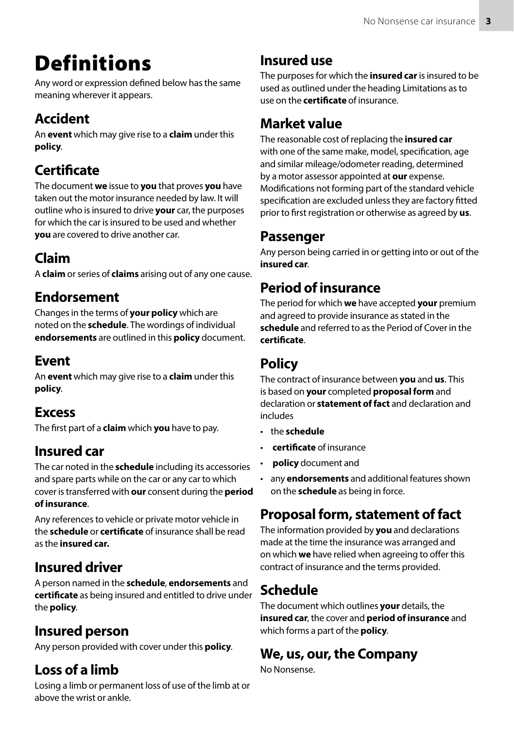# Definitions

Any word or expression defined below has the same meaning wherever it appears.

## Accident

An **event** which may give rise to a **claim** under this **policy**.

## Certificate

The document **we** issue to **you** that proves **you** have taken out the motor insurance needed by law. It will outline who is insured to drive **your** car, the purposes for which the car is insured to be used and whether **you** are covered to drive another car.

## Claim

A **claim** or series of **claims** arising out of any one cause.

## Endorsement

Changes in the terms of **your policy** which are noted on the **schedule**. The wordings of individual **endorsements** are outlined in this **policy** document.

## Event

An **event** which may give rise to a **claim** under this **policy**.

## Excess

The first part of a **claim** which **you** have to pay.

## Insured car

The car noted in the **schedule** including its accessories and spare parts while on the car or any car to which cover is transferred with **our** consent during the **period of insurance**.

Any references to vehicle or private motor vehicle in the **schedule** or **certificate** of insurance shall be read as the **insured car.**

## Insured driver

A person named in the **schedule**, **endorsements** and **certificate** as being insured and entitled to drive under the **policy**.

## Insured person

Any person provided with cover under this **policy**.

## Loss of a limb

Losing a limb or permanent loss of use of the limb at or above the wrist or ankle.

## Insured use

The purposes for which the **insured car** is insured to be used as outlined under the heading Limitations as to use on the **certificate** of insurance.

## Market value

The reasonable cost of replacing the **insured car** with one of the same make, model, specification, age and similar mileage/odometer reading, determined by a motor assessor appointed at **our** expense. Modifications not forming part of the standard vehicle specification are excluded unless they are factory fitted prior to first registration or otherwise as agreed by **us**.

## Passenger

Any person being carried in or getting into or out of the **insured car**.

## Period of insurance

The period for which **we** have accepted **your** premium and agreed to provide insurance as stated in the **schedule** and referred to as the Period of Cover in the **certificate**.

## Policy

The contract of insurance between **you** and **us**. This is based on **your** completed **proposal form** and declaration or **statement of fact** and declaration and includes

- the **schedule**
- **certificate** of insurance
- **policy** document and
- any **endorsements** and additional features shown on the **schedule** as being in force.

## Proposal form, statement of fact

The information provided by **you** and declarations made at the time the insurance was arranged and on which **we** have relied when agreeing to offer this contract of insurance and the terms provided.

## Schedule

The document which outlines **your** details, the **insured car**, the cover and **period of insurance** and which forms a part of the **policy**.

## We, us, our, the Company

No Nonsense.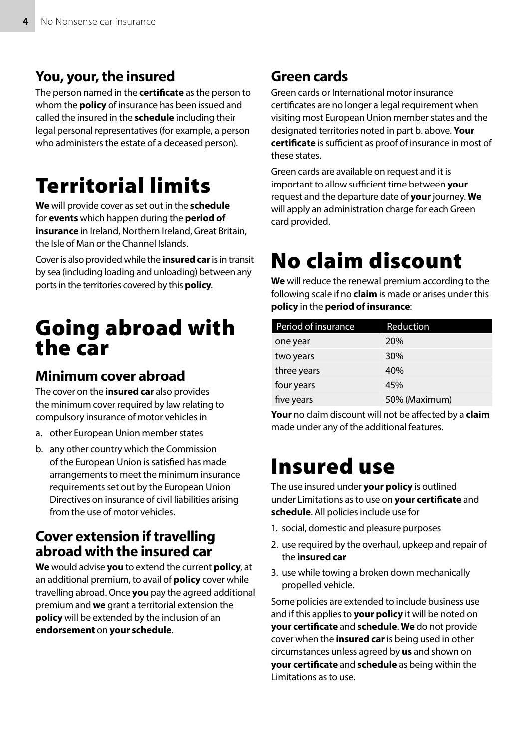### You, your, the insured

The person named in the **certificate** as the person to whom the **policy** of insurance has been issued and called the insured in the **schedule** including their legal personal representatives (for example, a person who administers the estate of a deceased person).

# Territorial limits

**We** will provide cover as set out in the **schedule** for **events** which happen during the **period of insurance** in Ireland, Northern Ireland, Great Britain, the Isle of Man or the Channel Islands.

Cover is also provided while the **insured car** is in transit by sea (including loading and unloading) between any ports in the territories covered by this **policy**.

# Going abroad with the car

### Minimum cover abroad

The cover on the **insured car** also provides the minimum cover required by law relating to compulsory insurance of motor vehicles in

a. other European Union member states

b. any other country which the Commission of the European Union is satisfied has made arrangements to meet the minimum insurance requirements set out by the European Union Directives on insurance of civil liabilities arising from the use of motor vehicles.

### Cover extension if travelling abroad with the insured car

**We** would advise **you** to extend the current **policy**, at an additional premium, to avail of **policy** cover while travelling abroad. Once **you** pay the agreed additional premium and **we** grant a territorial extension the **policy** will be extended by the inclusion of an **endorsement** on **your schedule**.

### Green cards

Green cards or International motor insurance certificates are no longer a legal requirement when visiting most European Union member states and the designated territories noted in part b. above. **Your certificate** is sufficient as proof of insurance in most of these states.

Green cards are available on request and it is important to allow sufficient time between **your** request and the departure date of **your** journey. **We** will apply an administration charge for each Green card provided.

# No claim discount

**We** will reduce the renewal premium according to the following scale if no **claim** is made or arises under this **policy** in the **period of insurance**:

| Period of insurance | Reduction |
|---|---|
| one year | 20% |
| two years | 30% |
| three years | 40% |
| four years | 45% |
| five years | 50% (Maximum) |

**Your** no claim discount will not be affected by a **claim** made under any of the additional features.

# Insured use

The use insured under **your policy** is outlined under Limitations as to use on **your certificate** and **schedule**. All policies include use for

1. social, domestic and pleasure purposes
2. use required by the overhaul, upkeep and repair of the **insured car**
3. use while towing a broken down mechanically propelled vehicle.

Some policies are extended to include business use and if this applies to **your policy** it will be noted on **your certificate** and **schedule**. **We** do not provide cover when the **insured car** is being used in other circumstances unless agreed by **us** and shown on **your certificate** and **schedule** as being within the Limitations as to use.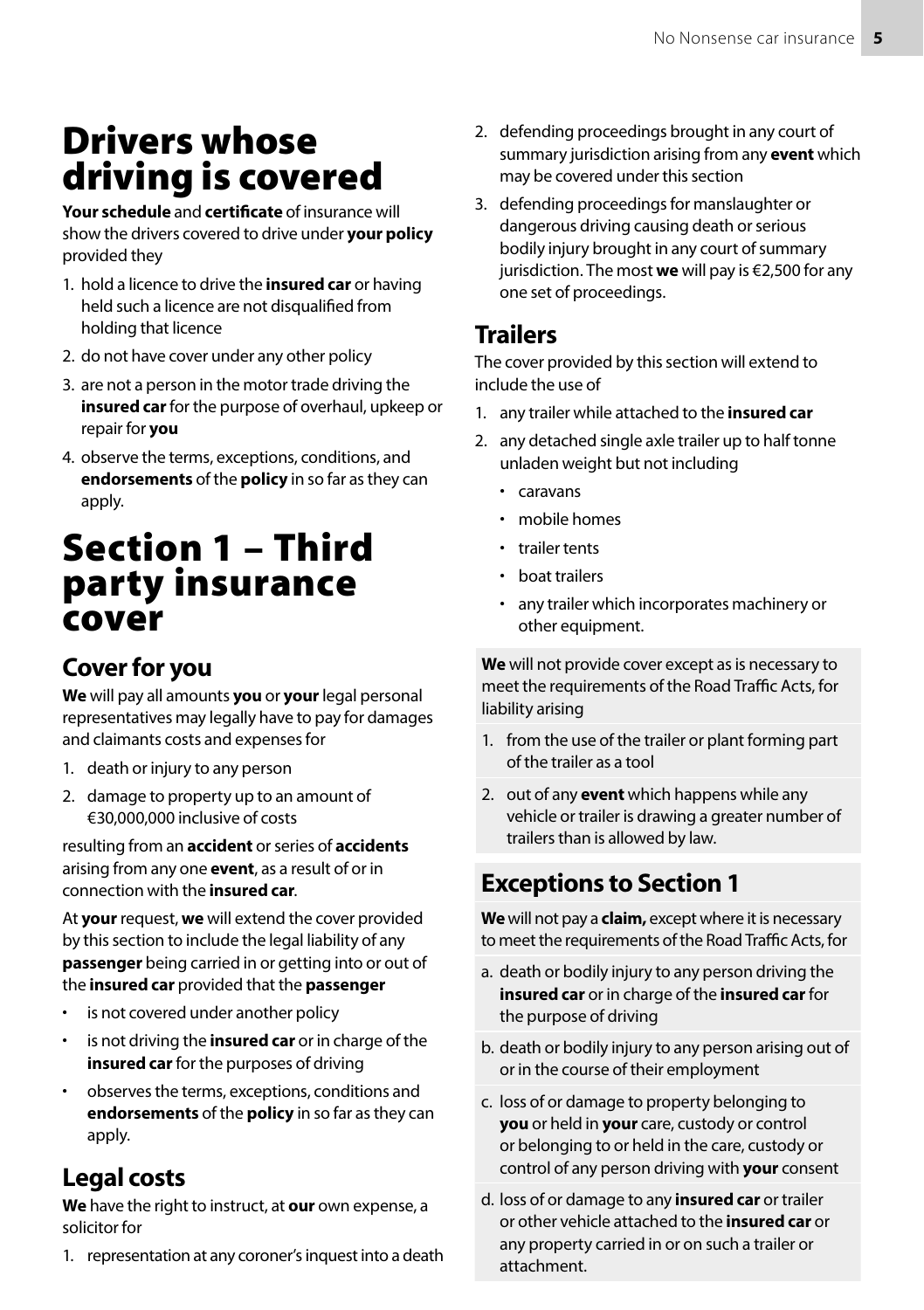# Drivers whose driving is covered

**Your schedule** and **certificate** of insurance will show the drivers covered to drive under **your policy** provided they

1. hold a licence to drive the **insured car** or having held such a licence are not disqualified from holding that licence
2. do not have cover under any other policy
3. are not a person in the motor trade driving the **insured car** for the purpose of overhaul, upkeep or repair for **you**
4. observe the terms, exceptions, conditions, and **endorsements** of the **policy** in so far as they can apply.

# Section 1 – Third party insurance cover

## Cover for you

**We** will pay all amounts **you** or **your** legal personal representatives may legally have to pay for damages and claimants costs and expenses for

1. death or injury to any person
2. damage to property up to an amount of €30,000,000 inclusive of costs

resulting from an **accident** or series of **accidents** arising from any one **event**, as a result of or in connection with the **insured car**.

At **your** request, **we** will extend the cover provided by this section to include the legal liability of any **passenger** being carried in or getting into or out of the **insured car** provided that the **passenger**

- is not covered under another policy
- is not driving the **insured car** or in charge of the **insured car** for the purposes of driving
- observes the terms, exceptions, conditions and **endorsements** of the **policy** in so far as they can apply.

## Legal costs

**We** have the right to instruct, at **our** own expense, a solicitor for

1. representation at any coroner's inquest into a death
2. defending proceedings brought in any court of summary jurisdiction arising from any **event** which may be covered under this section
3. defending proceedings for manslaughter or dangerous driving causing death or serious bodily injury brought in any court of summary jurisdiction. The most **we** will pay is €2,500 for any one set of proceedings.

## Trailers

The cover provided by this section will extend to include the use of

1. any trailer while attached to the **insured car**
2. any detached single axle trailer up to half tonne unladen weight but not including
   - caravans
   - mobile homes
   - trailer tents
   - boat trailers
   - any trailer which incorporates machinery or other equipment.

**We** will not provide cover except as is necessary to meet the requirements of the Road Traffic Acts, for liability arising

1. from the use of the trailer or plant forming part of the trailer as a tool
2. out of any **event** which happens while any vehicle or trailer is drawing a greater number of trailers than is allowed by law.

## Exceptions to Section 1

**We** will not pay a **claim,** except where it is necessary to meet the requirements of the Road Traffic Acts, for

a. death or bodily injury to any person driving the **insured car** or in charge of the **insured car** for the purpose of driving

b. death or bodily injury to any person arising out of or in the course of their employment

c. loss of or damage to property belonging to **you** or held in **your** care, custody or control or belonging to or held in the care, custody or control of any person driving with **your** consent

d. loss of or damage to any **insured car** or trailer or other vehicle attached to the **insured car** or any property carried in or on such a trailer or attachment.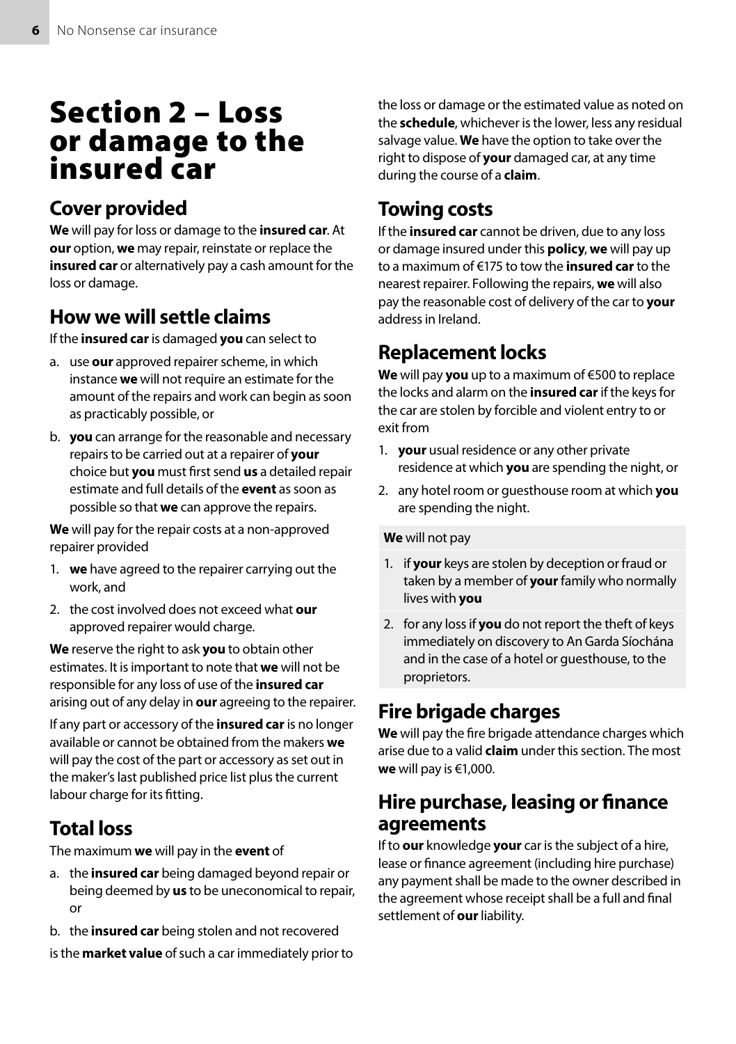# Section 2 – Loss or damage to the insured car

## Cover provided

**We** will pay for loss or damage to the **insured car**. At **our** option, **we** may repair, reinstate or replace the **insured car** or alternatively pay a cash amount for the loss or damage.

## How we will settle claims

If the **insured car** is damaged **you** can select to

a. use **our** approved repairer scheme, in which instance **we** will not require an estimate for the amount of the repairs and work can begin as soon as practicably possible, or

b. **you** can arrange for the reasonable and necessary repairs to be carried out at a repairer of **your** choice but **you** must first send **us** a detailed repair estimate and full details of the **event** as soon as possible so that **we** can approve the repairs.

**We** will pay for the repair costs at a non-approved repairer provided

1. **we** have agreed to the repairer carrying out the work, and
2. the cost involved does not exceed what **our** approved repairer would charge.

**We** reserve the right to ask **you** to obtain other estimates. It is important to note that **we** will not be responsible for any loss of use of the **insured car** arising out of any delay in **our** agreeing to the repairer.

If any part or accessory of the **insured car** is no longer available or cannot be obtained from the makers **we** will pay the cost of the part or accessory as set out in the maker's last published price list plus the current labour charge for its fitting.

## Total loss

The maximum **we** will pay in the **event** of

a. the **insured car** being damaged beyond repair or being deemed by **us** to be uneconomical to repair, or

b. the **insured car** being stolen and not recovered

is the **market value** of such a car immediately prior to the loss or damage or the estimated value as noted on the **schedule**, whichever is the lower, less any residual salvage value. **We** have the option to take over the right to dispose of **your** damaged car, at any time during the course of a **claim**.

## Towing costs

If the **insured car** cannot be driven, due to any loss or damage insured under this **policy**, **we** will pay up to a maximum of €175 to tow the **insured car** to the nearest repairer. Following the repairs, **we** will also pay the reasonable cost of delivery of the car to **your** address in Ireland.

## Replacement locks

**We** will pay **you** up to a maximum of €500 to replace the locks and alarm on the **insured car** if the keys for the car are stolen by forcible and violent entry to or exit from

1. **your** usual residence or any other private residence at which **you** are spending the night, or
2. any hotel room or guesthouse room at which **you** are spending the night.

**We** will not pay

1. if **your** keys are stolen by deception or fraud or taken by a member of **your** family who normally lives with **you**
2. for any loss if **you** do not report the theft of keys immediately on discovery to An Garda Síochána and in the case of a hotel or guesthouse, to the proprietors.

## Fire brigade charges

**We** will pay the fire brigade attendance charges which arise due to a valid **claim** under this section. The most **we** will pay is €1,000.

## Hire purchase, leasing or finance agreements

If to **our** knowledge **your** car is the subject of a hire, lease or finance agreement (including hire purchase) any payment shall be made to the owner described in the agreement whose receipt shall be a full and final settlement of **our** liability.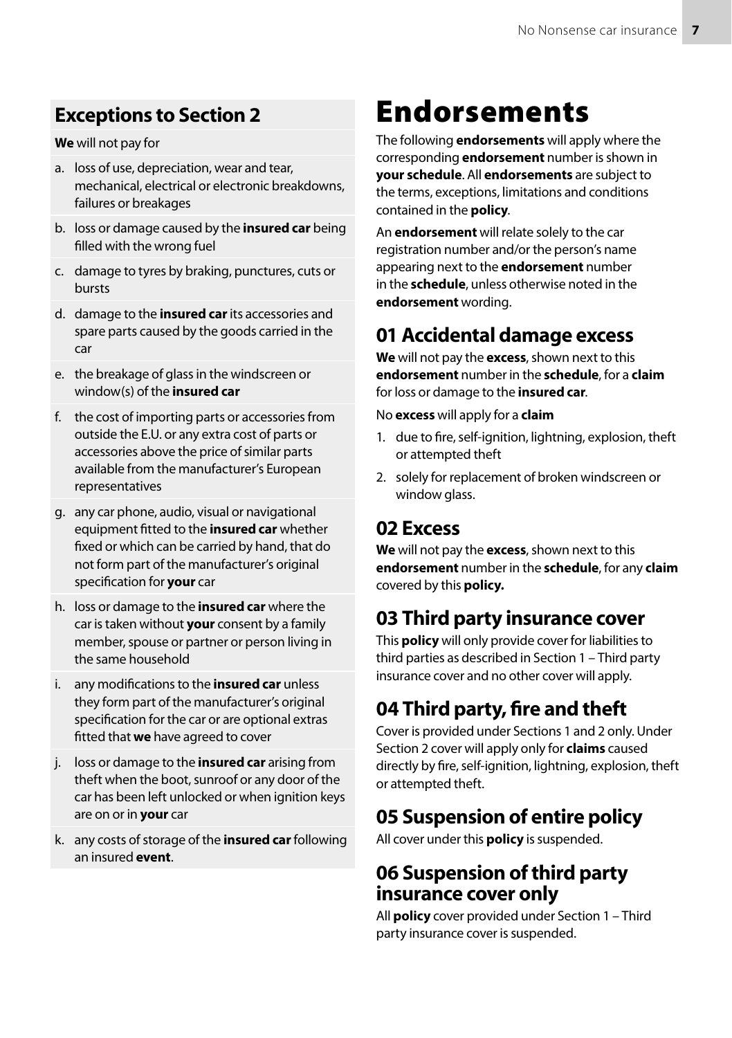## Exceptions to Section 2

**We** will not pay for

a. loss of use, depreciation, wear and tear, mechanical, electrical or electronic breakdowns, failures or breakages

b. loss or damage caused by the **insured car** being filled with the wrong fuel

c. damage to tyres by braking, punctures, cuts or bursts

d. damage to the **insured car** its accessories and spare parts caused by the goods carried in the car

e. the breakage of glass in the windscreen or window(s) of the **insured car**

f. the cost of importing parts or accessories from outside the E.U. or any extra cost of parts or accessories above the price of similar parts available from the manufacturer's European representatives

g. any car phone, audio, visual or navigational equipment fitted to the **insured car** whether fixed or which can be carried by hand, that do not form part of the manufacturer's original specification for **your** car

h. loss or damage to the **insured car** where the car is taken without **your** consent by a family member, spouse or partner or person living in the same household

i. any modifications to the **insured car** unless they form part of the manufacturer's original specification for the car or are optional extras fitted that **we** have agreed to cover

j. loss or damage to the **insured car** arising from theft when the boot, sunroof or any door of the car has been left unlocked or when ignition keys are on or in **your** car

k. any costs of storage of the **insured car** following an insured **event**.

# Endorsements

The following **endorsements** will apply where the corresponding **endorsement** number is shown in **your schedule**. All **endorsements** are subject to the terms, exceptions, limitations and conditions contained in the **policy**.

An **endorsement** will relate solely to the car registration number and/or the person's name appearing next to the **endorsement** number in the **schedule**, unless otherwise noted in the **endorsement** wording.

## 01 Accidental damage excess

**We** will not pay the **excess**, shown next to this **endorsement** number in the **schedule**, for a **claim** for loss or damage to the **insured car**.

No **excess** will apply for a **claim**

1. due to fire, self-ignition, lightning, explosion, theft or attempted theft
2. solely for replacement of broken windscreen or window glass.

## 02 Excess

**We** will not pay the **excess**, shown next to this **endorsement** number in the **schedule**, for any **claim** covered by this **policy.**

## 03 Third party insurance cover

This **policy** will only provide cover for liabilities to third parties as described in Section 1 – Third party insurance cover and no other cover will apply.

## 04 Third party, fire and theft

Cover is provided under Sections 1 and 2 only. Under Section 2 cover will apply only for **claims** caused directly by fire, self-ignition, lightning, explosion, theft or attempted theft.

## 05 Suspension of entire policy

All cover under this **policy** is suspended.

## 06 Suspension of third party insurance cover only

All **policy** cover provided under Section 1 – Third party insurance cover is suspended.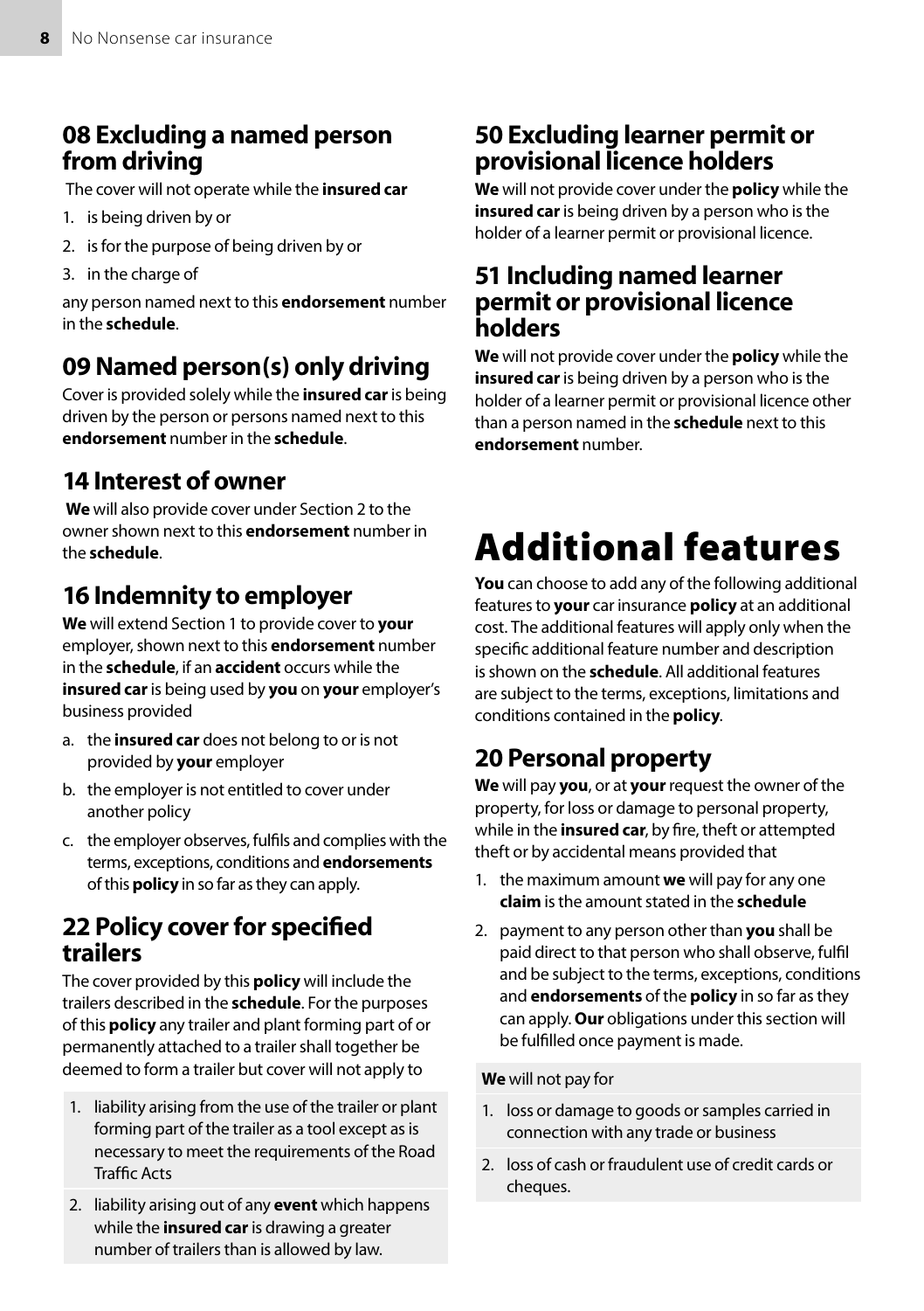## 08 Excluding a named person from driving

The cover will not operate while the **insured car**

1. is being driven by or
2. is for the purpose of being driven by or
3. in the charge of

any person named next to this **endorsement** number in the **schedule**.

## 09 Named person(s) only driving

Cover is provided solely while the **insured car** is being driven by the person or persons named next to this **endorsement** number in the **schedule**.

## 14 Interest of owner

**We** will also provide cover under Section 2 to the owner shown next to this **endorsement** number in the **schedule**.

## 16 Indemnity to employer

**We** will extend Section 1 to provide cover to **your** employer, shown next to this **endorsement** number in the **schedule**, if an **accident** occurs while the **insured car** is being used by **you** on **your** employer's business provided

a. the **insured car** does not belong to or is not provided by **your** employer
b. the employer is not entitled to cover under another policy
c. the employer observes, fulfils and complies with the terms, exceptions, conditions and **endorsements** of this **policy** in so far as they can apply.

## 22 Policy cover for specified trailers

The cover provided by this **policy** will include the trailers described in the **schedule**. For the purposes of this **policy** any trailer and plant forming part of or permanently attached to a trailer shall together be deemed to form a trailer but cover will not apply to

1. liability arising from the use of the trailer or plant forming part of the trailer as a tool except as is necessary to meet the requirements of the Road Traffic Acts
2. liability arising out of any **event** which happens while the **insured car** is drawing a greater number of trailers than is allowed by law.

## 50 Excluding learner permit or provisional licence holders

**We** will not provide cover under the **policy** while the **insured car** is being driven by a person who is the holder of a learner permit or provisional licence.

## 51 Including named learner permit or provisional licence holders

**We** will not provide cover under the **policy** while the **insured car** is being driven by a person who is the holder of a learner permit or provisional licence other than a person named in the **schedule** next to this **endorsement** number.

# Additional features

**You** can choose to add any of the following additional features to **your** car insurance **policy** at an additional cost. The additional features will apply only when the specific additional feature number and description is shown on the **schedule**. All additional features are subject to the terms, exceptions, limitations and conditions contained in the **policy**.

## 20 Personal property

**We** will pay **you**, or at **your** request the owner of the property, for loss or damage to personal property, while in the **insured car**, by fire, theft or attempted theft or by accidental means provided that

1. the maximum amount **we** will pay for any one **claim** is the amount stated in the **schedule**
2. payment to any person other than **you** shall be paid direct to that person who shall observe, fulfil and be subject to the terms, exceptions, conditions and **endorsements** of the **policy** in so far as they can apply. **Our** obligations under this section will be fulfilled once payment is made.

**We** will not pay for

1. loss or damage to goods or samples carried in connection with any trade or business
2. loss of cash or fraudulent use of credit cards or cheques.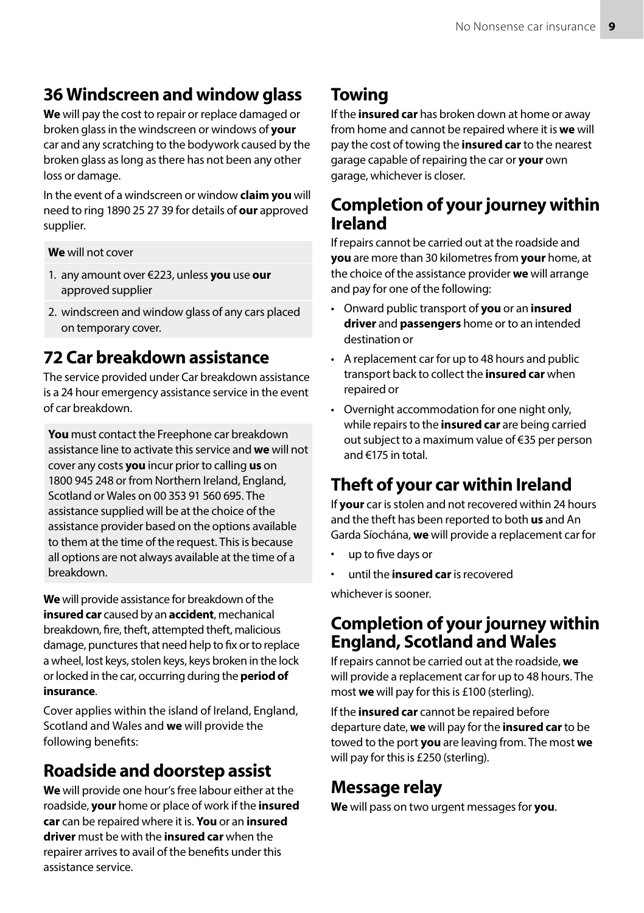## 36 Windscreen and window glass

**We** will pay the cost to repair or replace damaged or broken glass in the windscreen or windows of **your** car and any scratching to the bodywork caused by the broken glass as long as there has not been any other loss or damage.

In the event of a windscreen or window **claim you** will need to ring 1890 25 27 39 for details of **our** approved supplier.

**We** will not cover

1. any amount over €223, unless **you** use **our** approved supplier
2. windscreen and window glass of any cars placed on temporary cover.

## 72 Car breakdown assistance

The service provided under Car breakdown assistance is a 24 hour emergency assistance service in the event of car breakdown.

**You** must contact the Freephone car breakdown assistance line to activate this service and **we** will not cover any costs **you** incur prior to calling **us** on 1800 945 248 or from Northern Ireland, England, Scotland or Wales on 00 353 91 560 695. The assistance supplied will be at the choice of the assistance provider based on the options available to them at the time of the request. This is because all options are not always available at the time of a breakdown.

**We** will provide assistance for breakdown of the **insured car** caused by an **accident**, mechanical breakdown, fire, theft, attempted theft, malicious damage, punctures that need help to fix or to replace a wheel, lost keys, stolen keys, keys broken in the lock or locked in the car, occurring during the **period of insurance**.

Cover applies within the island of Ireland, England, Scotland and Wales and **we** will provide the following benefits:

## Roadside and doorstep assist

**We** will provide one hour's free labour either at the roadside, **your** home or place of work if the **insured car** can be repaired where it is. **You** or an **insured driver** must be with the **insured car** when the repairer arrives to avail of the benefits under this assistance service.

## Towing

If the **insured car** has broken down at home or away from home and cannot be repaired where it is **we** will pay the cost of towing the **insured car** to the nearest garage capable of repairing the car or **your** own garage, whichever is closer.

## Completion of your journey within Ireland

If repairs cannot be carried out at the roadside and **you** are more than 30 kilometres from **your** home, at the choice of the assistance provider **we** will arrange and pay for one of the following:

- Onward public transport of **you** or an **insured driver** and **passengers** home or to an intended destination or
- A replacement car for up to 48 hours and public transport back to collect the **insured car** when repaired or
- Overnight accommodation for one night only, while repairs to the **insured car** are being carried out subject to a maximum value of €35 per person and €175 in total.

## Theft of your car within Ireland

If **your** car is stolen and not recovered within 24 hours and the theft has been reported to both **us** and An Garda Síochána, **we** will provide a replacement car for

- up to five days or
- until the **insured car** is recovered

whichever is sooner.

## Completion of your journey within England, Scotland and Wales

If repairs cannot be carried out at the roadside, **we** will provide a replacement car for up to 48 hours. The most **we** will pay for this is £100 (sterling).

If the **insured car** cannot be repaired before departure date, **we** will pay for the **insured car** to be towed to the port **you** are leaving from. The most **we** will pay for this is £250 (sterling).

## Message relay

**We** will pass on two urgent messages for **you**.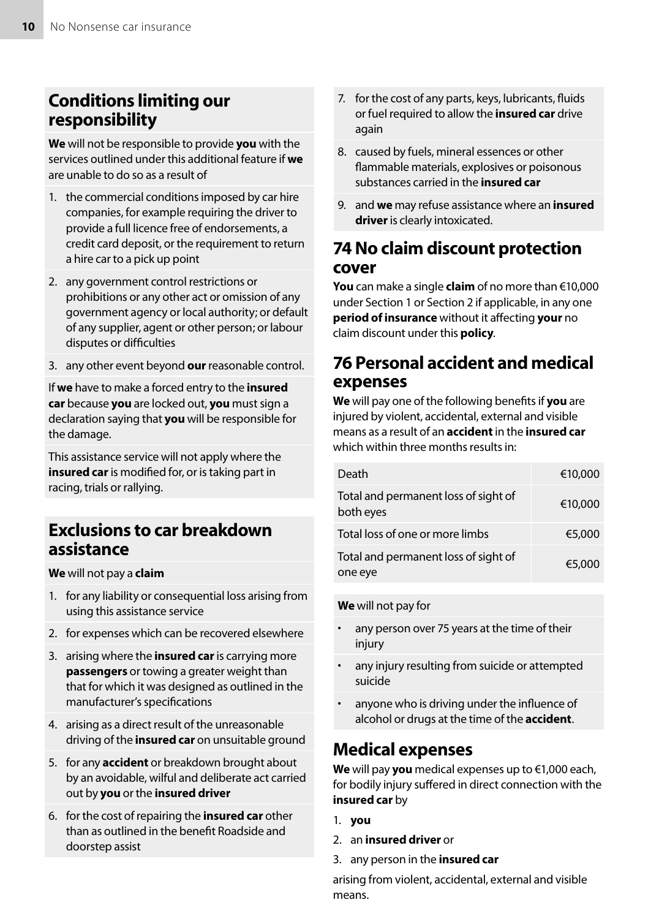## Conditions limiting our responsibility

**We** will not be responsible to provide **you** with the services outlined under this additional feature if **we** are unable to do so as a result of

1. the commercial conditions imposed by car hire companies, for example requiring the driver to provide a full licence free of endorsements, a credit card deposit, or the requirement to return a hire car to a pick up point
2. any government control restrictions or prohibitions or any other act or omission of any government agency or local authority; or default of any supplier, agent or other person; or labour disputes or difficulties
3. any other event beyond **our** reasonable control.

If **we** have to make a forced entry to the **insured car** because **you** are locked out, **you** must sign a declaration saying that **you** will be responsible for the damage.

This assistance service will not apply where the **insured car** is modified for, or is taking part in racing, trials or rallying.

## Exclusions to car breakdown assistance

**We** will not pay a **claim**

1. for any liability or consequential loss arising from using this assistance service
2. for expenses which can be recovered elsewhere
3. arising where the **insured car** is carrying more **passengers** or towing a greater weight than that for which it was designed as outlined in the manufacturer's specifications
4. arising as a direct result of the unreasonable driving of the **insured car** on unsuitable ground
5. for any **accident** or breakdown brought about by an avoidable, wilful and deliberate act carried out by **you** or the **insured driver**
6. for the cost of repairing the **insured car** other than as outlined in the benefit Roadside and doorstep assist
7. for the cost of any parts, keys, lubricants, fluids or fuel required to allow the **insured car** drive again
8. caused by fuels, mineral essences or other flammable materials, explosives or poisonous substances carried in the **insured car**
9. and **we** may refuse assistance where an **insured driver** is clearly intoxicated.

## 74 No claim discount protection cover

**You** can make a single **claim** of no more than €10,000 under Section 1 or Section 2 if applicable, in any one **period of insurance** without it affecting **your** no claim discount under this **policy**.

## 76 Personal accident and medical expenses

**We** will pay one of the following benefits if **you** are injured by violent, accidental, external and visible means as a result of an **accident** in the **insured car** which within three months results in:

| | |
|---|---|
| Death | €10,000 |
| Total and permanent loss of sight of both eyes | €10,000 |
| Total loss of one or more limbs | €5,000 |
| Total and permanent loss of sight of one eye | €5,000 |

**We** will not pay for

- any person over 75 years at the time of their injury
- any injury resulting from suicide or attempted suicide
- anyone who is driving under the influence of alcohol or drugs at the time of the **accident**.

## Medical expenses

**We** will pay **you** medical expenses up to €1,000 each, for bodily injury suffered in direct connection with the **insured car** by

1. **you**
2. an **insured driver** or
3. any person in the **insured car**

arising from violent, accidental, external and visible means.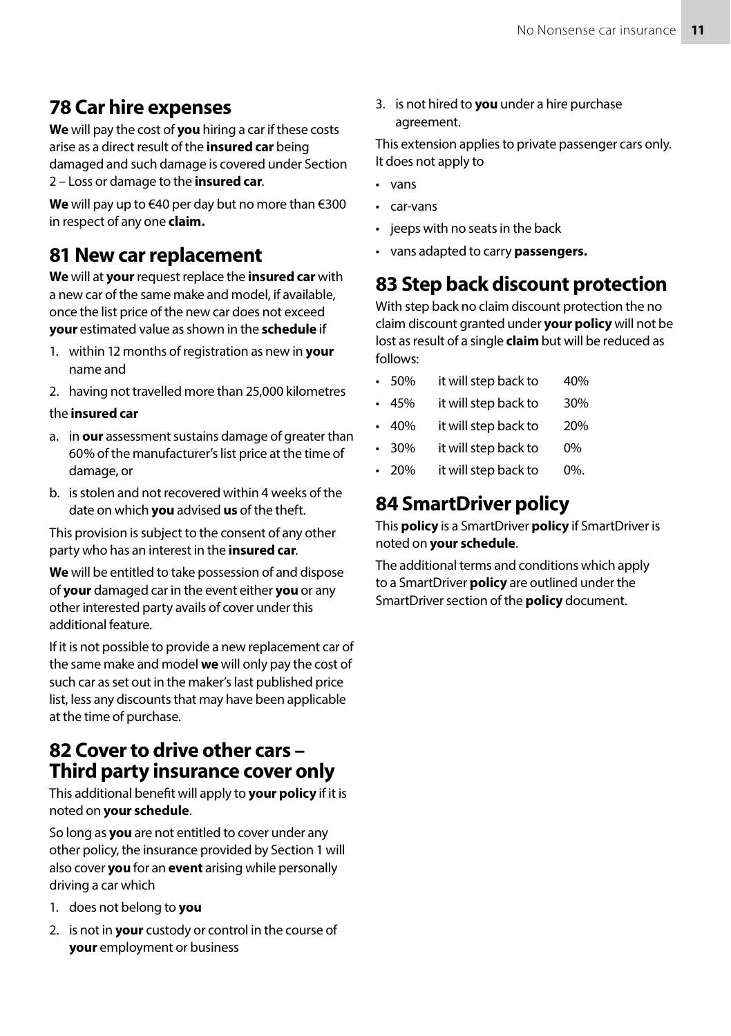## 78 Car hire expenses

**We** will pay the cost of **you** hiring a car if these costs arise as a direct result of the **insured car** being damaged and such damage is covered under Section 2 – Loss or damage to the **insured car**.

**We** will pay up to €40 per day but no more than €300 in respect of any one **claim.**

## 81 New car replacement

**We** will at **your** request replace the **insured car** with a new car of the same make and model, if available, once the list price of the new car does not exceed **your** estimated value as shown in the **schedule** if

1. within 12 months of registration as new in **your** name and
2. having not travelled more than 25,000 kilometres

the **insured car**

a. in **our** assessment sustains damage of greater than 60% of the manufacturer's list price at the time of damage, or

b. is stolen and not recovered within 4 weeks of the date on which **you** advised **us** of the theft.

This provision is subject to the consent of any other party who has an interest in the **insured car**.

**We** will be entitled to take possession of and dispose of **your** damaged car in the event either **you** or any other interested party avails of cover under this additional feature.

If it is not possible to provide a new replacement car of the same make and model **we** will only pay the cost of such car as set out in the maker's last published price list, less any discounts that may have been applicable at the time of purchase.

## 82 Cover to drive other cars – Third party insurance cover only

This additional benefit will apply to **your policy** if it is noted on **your schedule**.

So long as **you** are not entitled to cover under any other policy, the insurance provided by Section 1 will also cover **you** for an **event** arising while personally driving a car which

1. does not belong to **you**
2. is not in **your** custody or control in the course of **your** employment or business
3. is not hired to **you** under a hire purchase agreement.

This extension applies to private passenger cars only. It does not apply to

- vans
- car-vans
- jeeps with no seats in the back
- vans adapted to carry **passengers.**

## 83 Step back discount protection

With step back no claim discount protection the no claim discount granted under **your policy** will not be lost as result of a single **claim** but will be reduced as follows:

- 50% it will step back to 40%
- 45% it will step back to 30%
- 40% it will step back to 20%
- 30% it will step back to 0%
- 20% it will step back to 0%.

## 84 SmartDriver policy

This **policy** is a SmartDriver **policy** if SmartDriver is noted on **your schedule**.

The additional terms and conditions which apply to a SmartDriver **policy** are outlined under the SmartDriver section of the **policy** document.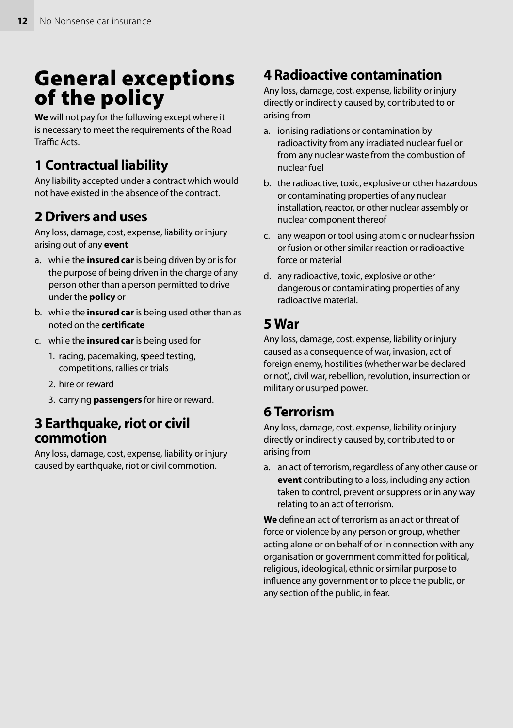# General exceptions of the policy

**We** will not pay for the following except where it is necessary to meet the requirements of the Road Traffic Acts.

## 1 Contractual liability

Any liability accepted under a contract which would not have existed in the absence of the contract.

## 2 Drivers and uses

Any loss, damage, cost, expense, liability or injury arising out of any **event**

a. while the **insured car** is being driven by or is for the purpose of being driven in the charge of any person other than a person permitted to drive under the **policy** or

b. while the **insured car** is being used other than as noted on the **certificate**

c. while the **insured car** is being used for

   1. racing, pacemaking, speed testing, competitions, rallies or trials
   2. hire or reward
   3. carrying **passengers** for hire or reward.

## 3 Earthquake, riot or civil commotion

Any loss, damage, cost, expense, liability or injury caused by earthquake, riot or civil commotion.

## 4 Radioactive contamination

Any loss, damage, cost, expense, liability or injury directly or indirectly caused by, contributed to or arising from

a. ionising radiations or contamination by radioactivity from any irradiated nuclear fuel or from any nuclear waste from the combustion of nuclear fuel

b. the radioactive, toxic, explosive or other hazardous or contaminating properties of any nuclear installation, reactor, or other nuclear assembly or nuclear component thereof

c. any weapon or tool using atomic or nuclear fission or fusion or other similar reaction or radioactive force or material

d. any radioactive, toxic, explosive or other dangerous or contaminating properties of any radioactive material.

## 5 War

Any loss, damage, cost, expense, liability or injury caused as a consequence of war, invasion, act of foreign enemy, hostilities (whether war be declared or not), civil war, rebellion, revolution, insurrection or military or usurped power.

## 6 Terrorism

Any loss, damage, cost, expense, liability or injury directly or indirectly caused by, contributed to or arising from

a. an act of terrorism, regardless of any other cause or **event** contributing to a loss, including any action taken to control, prevent or suppress or in any way relating to an act of terrorism.

**We** define an act of terrorism as an act or threat of force or violence by any person or group, whether acting alone or on behalf of or in connection with any organisation or government committed for political, religious, ideological, ethnic or similar purpose to influence any government or to place the public, or any section of the public, in fear.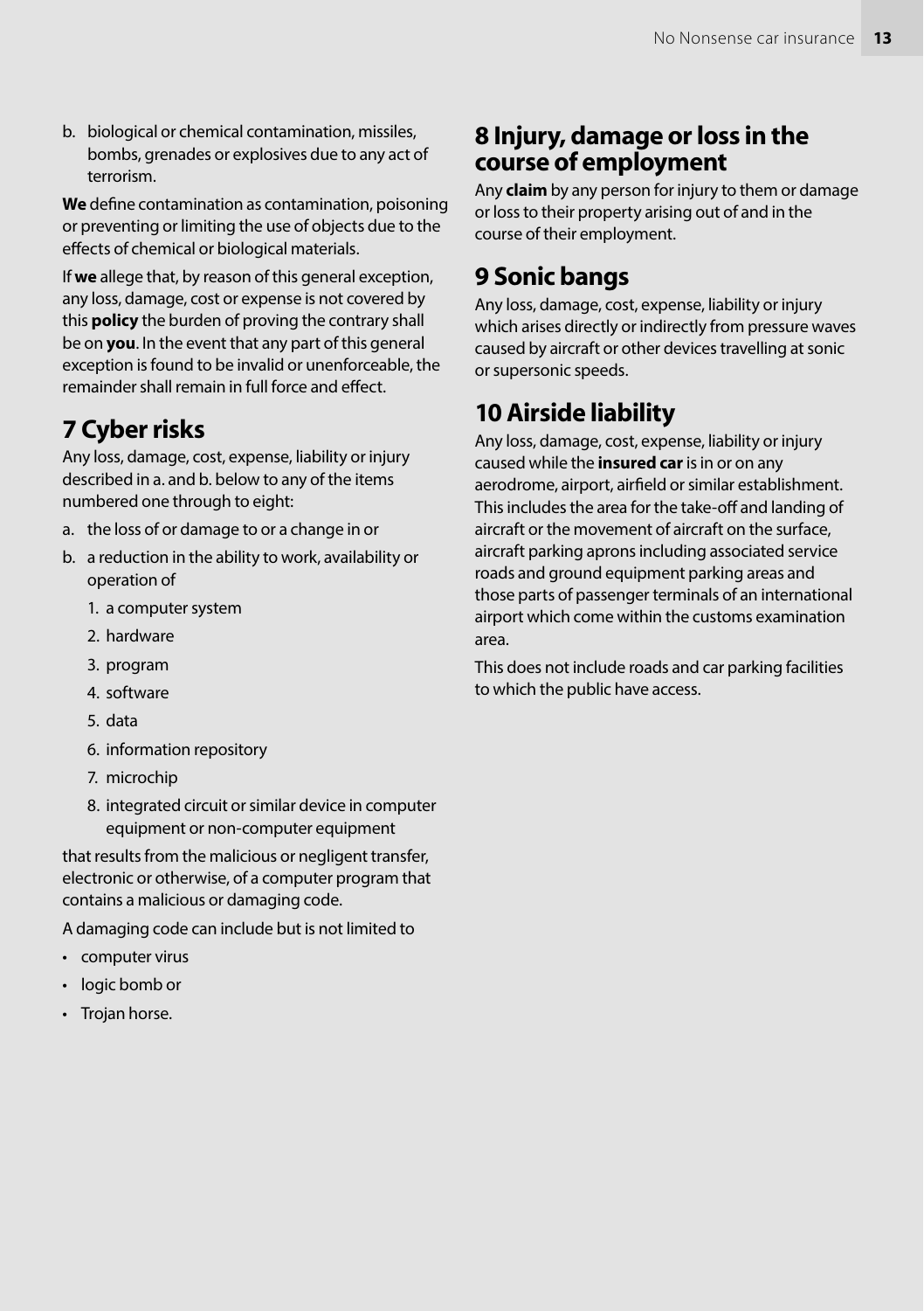b. biological or chemical contamination, missiles, bombs, grenades or explosives due to any act of terrorism.

**We** define contamination as contamination, poisoning or preventing or limiting the use of objects due to the effects of chemical or biological materials.

If **we** allege that, by reason of this general exception, any loss, damage, cost or expense is not covered by this **policy** the burden of proving the contrary shall be on **you**. In the event that any part of this general exception is found to be invalid or unenforceable, the remainder shall remain in full force and effect.

## 7 Cyber risks

Any loss, damage, cost, expense, liability or injury described in a. and b. below to any of the items numbered one through to eight:

a. the loss of or damage to or a change in or

b. a reduction in the ability to work, availability or operation of

   1. a computer system
   2. hardware
   3. program
   4. software
   5. data
   6. information repository
   7. microchip
   8. integrated circuit or similar device in computer equipment or non-computer equipment

that results from the malicious or negligent transfer, electronic or otherwise, of a computer program that contains a malicious or damaging code.

A damaging code can include but is not limited to

- computer virus
- logic bomb or
- Trojan horse.

## 8 Injury, damage or loss in the course of employment

Any **claim** by any person for injury to them or damage or loss to their property arising out of and in the course of their employment.

## 9 Sonic bangs

Any loss, damage, cost, expense, liability or injury which arises directly or indirectly from pressure waves caused by aircraft or other devices travelling at sonic or supersonic speeds.

## 10 Airside liability

Any loss, damage, cost, expense, liability or injury caused while the **insured car** is in or on any aerodrome, airport, airfield or similar establishment. This includes the area for the take-off and landing of aircraft or the movement of aircraft on the surface, aircraft parking aprons including associated service roads and ground equipment parking areas and those parts of passenger terminals of an international airport which come within the customs examination area.

This does not include roads and car parking facilities to which the public have access.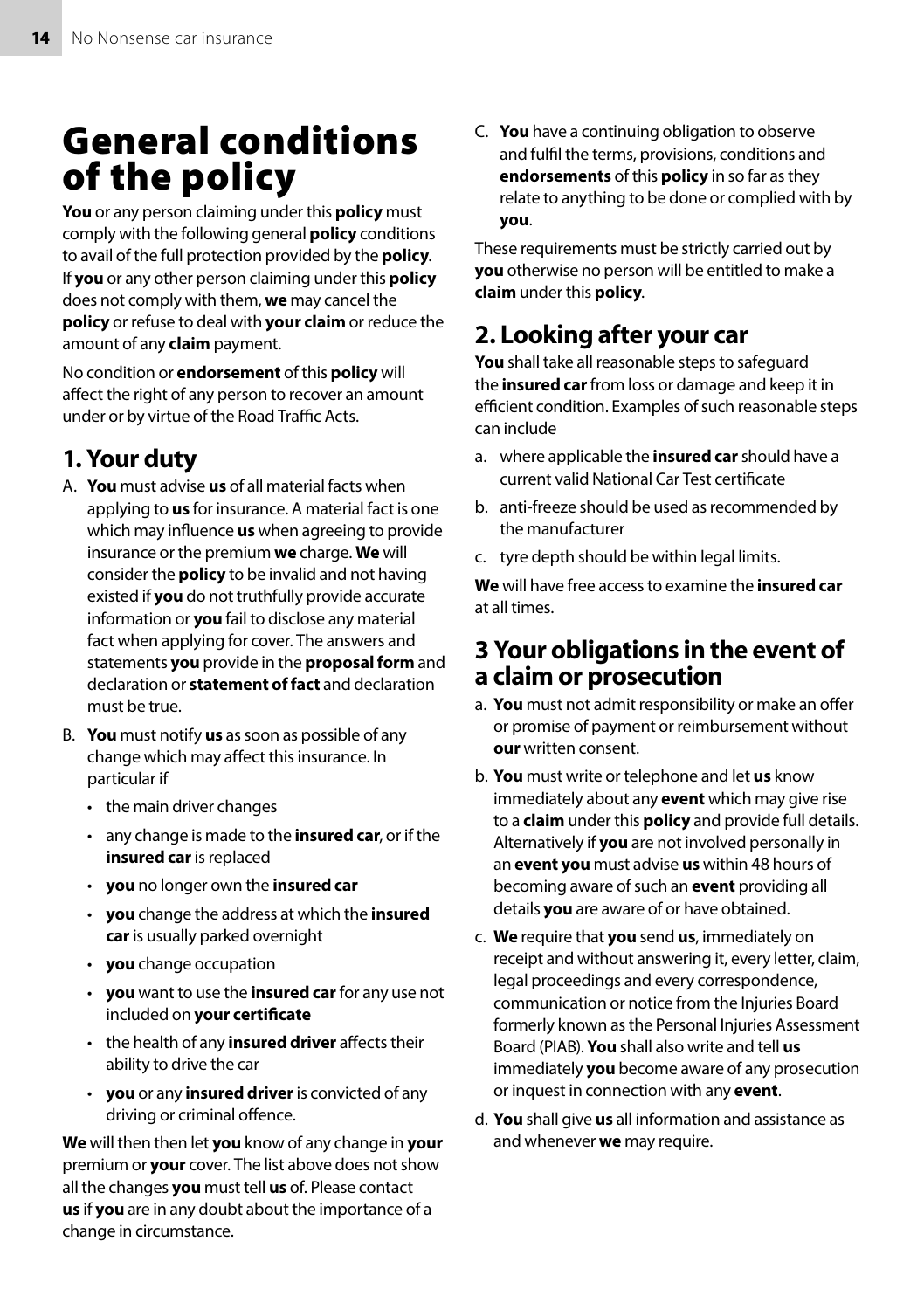# General conditions of the policy

**You** or any person claiming under this **policy** must comply with the following general **policy** conditions to avail of the full protection provided by the **policy**. If **you** or any other person claiming under this **policy** does not comply with them, **we** may cancel the **policy** or refuse to deal with **your claim** or reduce the amount of any **claim** payment.

No condition or **endorsement** of this **policy** will affect the right of any person to recover an amount under or by virtue of the Road Traffic Acts.

## 1. Your duty

A. **You** must advise **us** of all material facts when applying to **us** for insurance. A material fact is one which may influence **us** when agreeing to provide insurance or the premium **we** charge. **We** will consider the **policy** to be invalid and not having existed if **you** do not truthfully provide accurate information or **you** fail to disclose any material fact when applying for cover. The answers and statements **you** provide in the **proposal form** and declaration or **statement of fact** and declaration must be true.

B. **You** must notify **us** as soon as possible of any change which may affect this insurance. In particular if

- the main driver changes
- any change is made to the **insured car**, or if the **insured car** is replaced
- **you** no longer own the **insured car**
- **you** change the address at which the **insured car** is usually parked overnight
- **you** change occupation
- **you** want to use the **insured car** for any use not included on **your certificate**
- the health of any **insured driver** affects their ability to drive the car
- **you** or any **insured driver** is convicted of any driving or criminal offence.

**We** will then then let **you** know of any change in **your** premium or **your** cover. The list above does not show all the changes **you** must tell **us** of. Please contact **us** if **you** are in any doubt about the importance of a change in circumstance.

C. **You** have a continuing obligation to observe and fulfil the terms, provisions, conditions and **endorsements** of this **policy** in so far as they relate to anything to be done or complied with by **you**.

These requirements must be strictly carried out by **you** otherwise no person will be entitled to make a **claim** under this **policy**.

## 2. Looking after your car

**You** shall take all reasonable steps to safeguard the **insured car** from loss or damage and keep it in efficient condition. Examples of such reasonable steps can include

a. where applicable the **insured car** should have a current valid National Car Test certificate

b. anti-freeze should be used as recommended by the manufacturer

c. tyre depth should be within legal limits.

**We** will have free access to examine the **insured car** at all times.

## 3 Your obligations in the event of a claim or prosecution

a. **You** must not admit responsibility or make an offer or promise of payment or reimbursement without **our** written consent.

b. **You** must write or telephone and let **us** know immediately about any **event** which may give rise to a **claim** under this **policy** and provide full details. Alternatively if **you** are not involved personally in an **event you** must advise **us** within 48 hours of becoming aware of such an **event** providing all details **you** are aware of or have obtained.

c. **We** require that **you** send **us**, immediately on receipt and without answering it, every letter, claim, legal proceedings and every correspondence, communication or notice from the Injuries Board formerly known as the Personal Injuries Assessment Board (PIAB). **You** shall also write and tell **us** immediately **you** become aware of any prosecution or inquest in connection with any **event**.

d. **You** shall give **us** all information and assistance as and whenever **we** may require.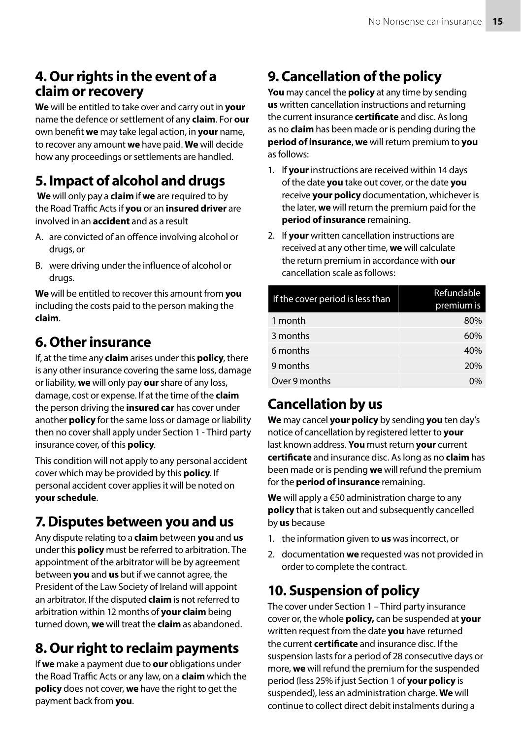## 4. Our rights in the event of a claim or recovery

**We** will be entitled to take over and carry out in **your** name the defence or settlement of any **claim**. For **our** own benefit **we** may take legal action, in **your** name, to recover any amount **we** have paid. **We** will decide how any proceedings or settlements are handled.

## 5. Impact of alcohol and drugs

**We** will only pay a **claim** if **we** are required to by the Road Traffic Acts if **you** or an **insured driver** are involved in an **accident** and as a result

A. are convicted of an offence involving alcohol or drugs, or

B. were driving under the influence of alcohol or drugs.

**We** will be entitled to recover this amount from **you** including the costs paid to the person making the **claim**.

## 6. Other insurance

If, at the time any **claim** arises under this **policy**, there is any other insurance covering the same loss, damage or liability, **we** will only pay **our** share of any loss, damage, cost or expense. If at the time of the **claim** the person driving the **insured car** has cover under another **policy** for the same loss or damage or liability then no cover shall apply under Section 1 - Third party insurance cover, of this **policy**.

This condition will not apply to any personal accident cover which may be provided by this **policy**. If personal accident cover applies it will be noted on **your schedule**.

## 7. Disputes between you and us

Any dispute relating to a **claim** between **you** and **us** under this **policy** must be referred to arbitration. The appointment of the arbitrator will be by agreement between **you** and **us** but if we cannot agree, the President of the Law Society of Ireland will appoint an arbitrator. If the disputed **claim** is not referred to arbitration within 12 months of **your claim** being turned down, **we** will treat the **claim** as abandoned.

## 8. Our right to reclaim payments

If **we** make a payment due to **our** obligations under the Road Traffic Acts or any law, on a **claim** which the **policy** does not cover, **we** have the right to get the payment back from **you**.

## 9. Cancellation of the policy

**You** may cancel the **policy** at any time by sending **us** written cancellation instructions and returning the current insurance **certificate** and disc. As long as no **claim** has been made or is pending during the **period of insurance**, **we** will return premium to **you** as follows:

1. If **your** instructions are received within 14 days of the date **you** take out cover, or the date **you** receive **your policy** documentation, whichever is the later, **we** will return the premium paid for the **period of insurance** remaining.
2. If **your** written cancellation instructions are received at any other time, **we** will calculate the return premium in accordance with **our** cancellation scale as follows:

| If the cover period is less than | Refundable premium is |
|---|---:|
| 1 month | 80% |
| 3 months | 60% |
| 6 months | 40% |
| 9 months | 20% |
| Over 9 months | 0% |

## Cancellation by us

**We** may cancel **your policy** by sending **you** ten day's notice of cancellation by registered letter to **your** last known address. **You** must return **your** current **certificate** and insurance disc. As long as no **claim** has been made or is pending **we** will refund the premium for the **period of insurance** remaining.

**We** will apply a €50 administration charge to any **policy** that is taken out and subsequently cancelled by **us** because

1. the information given to **us** was incorrect, or
2. documentation **we** requested was not provided in order to complete the contract.

## 10. Suspension of policy

The cover under Section 1 – Third party insurance cover or, the whole **policy,** can be suspended at **your** written request from the date **you** have returned the current **certificate** and insurance disc. If the suspension lasts for a period of 28 consecutive days or more, **we** will refund the premium for the suspended period (less 25% if just Section 1 of **your policy** is suspended), less an administration charge. **We** will continue to collect direct debit instalments during a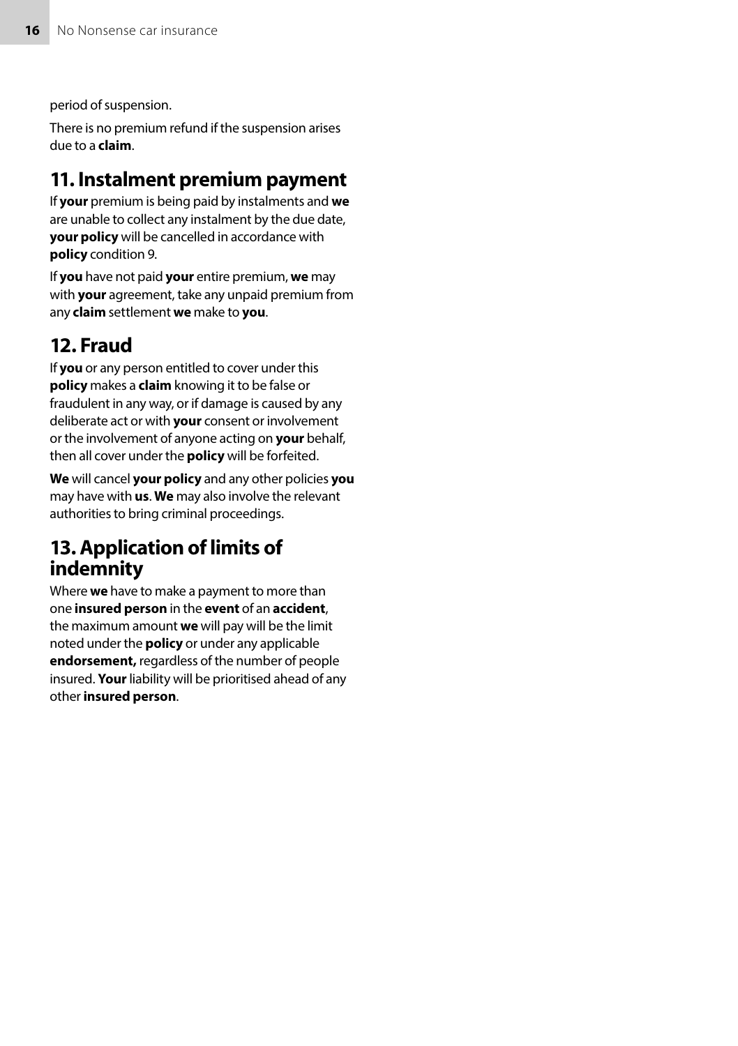period of suspension.

There is no premium refund if the suspension arises due to a **claim**.

## 11. Instalment premium payment

If **your** premium is being paid by instalments and **we** are unable to collect any instalment by the due date, **your policy** will be cancelled in accordance with **policy** condition 9.

If **you** have not paid **your** entire premium, **we** may with **your** agreement, take any unpaid premium from any **claim** settlement **we** make to **you**.

## 12. Fraud

If **you** or any person entitled to cover under this **policy** makes a **claim** knowing it to be false or fraudulent in any way, or if damage is caused by any deliberate act or with **your** consent or involvement or the involvement of anyone acting on **your** behalf, then all cover under the **policy** will be forfeited.

**We** will cancel **your policy** and any other policies **you** may have with **us**. **We** may also involve the relevant authorities to bring criminal proceedings.

## 13. Application of limits of indemnity

Where **we** have to make a payment to more than one **insured person** in the **event** of an **accident**, the maximum amount **we** will pay will be the limit noted under the **policy** or under any applicable **endorsement,** regardless of the number of people insured. **Your** liability will be prioritised ahead of any other **insured person**.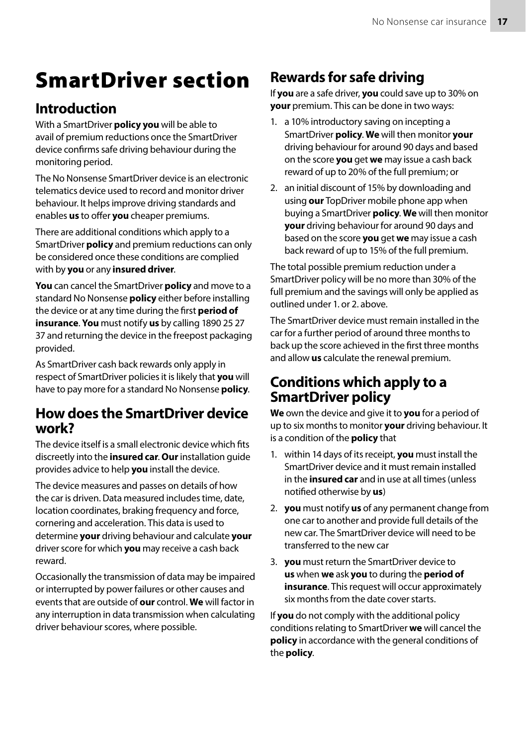# SmartDriver section

## Introduction

With a SmartDriver **policy you** will be able to avail of premium reductions once the SmartDriver device confirms safe driving behaviour during the monitoring period.

The No Nonsense SmartDriver device is an electronic telematics device used to record and monitor driver behaviour. It helps improve driving standards and enables **us** to offer **you** cheaper premiums.

There are additional conditions which apply to a SmartDriver **policy** and premium reductions can only be considered once these conditions are complied with by **you** or any **insured driver**.

**You** can cancel the SmartDriver **policy** and move to a standard No Nonsense **policy** either before installing the device or at any time during the first **period of insurance**. **You** must notify **us** by calling 1890 25 27 37 and returning the device in the freepost packaging provided.

As SmartDriver cash back rewards only apply in respect of SmartDriver policies it is likely that **you** will have to pay more for a standard No Nonsense **policy**.

## How does the SmartDriver device work?

The device itself is a small electronic device which fits discreetly into the **insured car**. **Our** installation guide provides advice to help **you** install the device.

The device measures and passes on details of how the car is driven. Data measured includes time, date, location coordinates, braking frequency and force, cornering and acceleration. This data is used to determine **your** driving behaviour and calculate **your** driver score for which **you** may receive a cash back reward.

Occasionally the transmission of data may be impaired or interrupted by power failures or other causes and events that are outside of **our** control. **We** will factor in any interruption in data transmission when calculating driver behaviour scores, where possible.

## Rewards for safe driving

If **you** are a safe driver, **you** could save up to 30% on **your** premium. This can be done in two ways:

1. a 10% introductory saving on incepting a SmartDriver **policy**. **We** will then monitor **your** driving behaviour for around 90 days and based on the score **you** get **we** may issue a cash back reward of up to 20% of the full premium; or
2. an initial discount of 15% by downloading and using **our** TopDriver mobile phone app when buying a SmartDriver **policy**. **We** will then monitor **your** driving behaviour for around 90 days and based on the score **you** get **we** may issue a cash back reward of up to 15% of the full premium.

The total possible premium reduction under a SmartDriver policy will be no more than 30% of the full premium and the savings will only be applied as outlined under 1. or 2. above.

The SmartDriver device must remain installed in the car for a further period of around three months to back up the score achieved in the first three months and allow **us** calculate the renewal premium.

## Conditions which apply to a SmartDriver policy

**We** own the device and give it to **you** for a period of up to six months to monitor **your** driving behaviour. It is a condition of the **policy** that

1. within 14 days of its receipt, **you** must install the SmartDriver device and it must remain installed in the **insured car** and in use at all times (unless notified otherwise by **us**)
2. **you** must notify **us** of any permanent change from one car to another and provide full details of the new car. The SmartDriver device will need to be transferred to the new car
3. **you** must return the SmartDriver device to **us** when **we** ask **you** to during the **period of insurance**. This request will occur approximately six months from the date cover starts.

If **you** do not comply with the additional policy conditions relating to SmartDriver **we** will cancel the **policy** in accordance with the general conditions of the **policy**.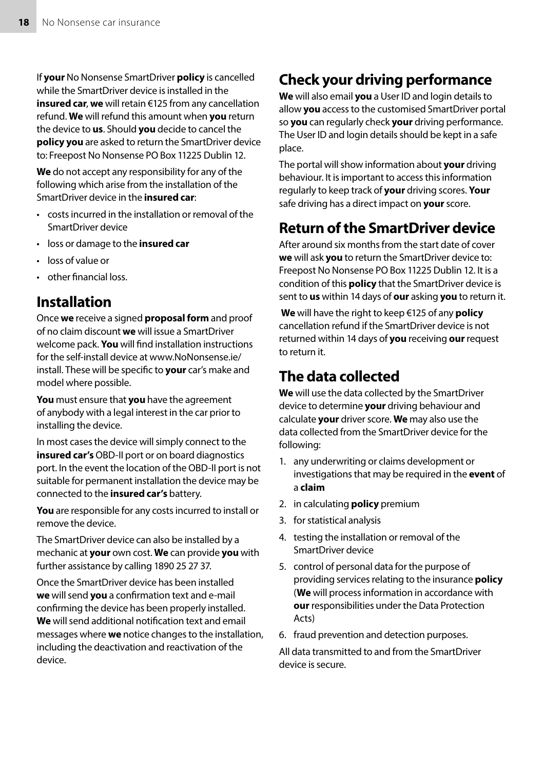If **your** No Nonsense SmartDriver **policy** is cancelled while the SmartDriver device is installed in the **insured car**, **we** will retain €125 from any cancellation refund. **We** will refund this amount when **you** return the device to **us**. Should **you** decide to cancel the **policy you** are asked to return the SmartDriver device to: Freepost No Nonsense PO Box 11225 Dublin 12.

**We** do not accept any responsibility for any of the following which arise from the installation of the SmartDriver device in the **insured car**:

- costs incurred in the installation or removal of the SmartDriver device
- loss or damage to the **insured car**
- loss of value or
- other financial loss.

## Installation

Once **we** receive a signed **proposal form** and proof of no claim discount **we** will issue a SmartDriver welcome pack. **You** will find installation instructions for the self-install device at www.NoNonsense.ie/install. These will be specific to **your** car's make and model where possible.

**You** must ensure that **you** have the agreement of anybody with a legal interest in the car prior to installing the device.

In most cases the device will simply connect to the **insured car's** OBD-II port or on board diagnostics port. In the event the location of the OBD-II port is not suitable for permanent installation the device may be connected to the **insured car's** battery.

**You** are responsible for any costs incurred to install or remove the device.

The SmartDriver device can also be installed by a mechanic at **your** own cost. **We** can provide **you** with further assistance by calling 1890 25 27 37.

Once the SmartDriver device has been installed **we** will send **you** a confirmation text and e-mail confirming the device has been properly installed. **We** will send additional notification text and email messages where **we** notice changes to the installation, including the deactivation and reactivation of the device.

## Check your driving performance

**We** will also email **you** a User ID and login details to allow **you** access to the customised SmartDriver portal so **you** can regularly check **your** driving performance. The User ID and login details should be kept in a safe place.

The portal will show information about **your** driving behaviour. It is important to access this information regularly to keep track of **your** driving scores. **Your** safe driving has a direct impact on **your** score.

## Return of the SmartDriver device

After around six months from the start date of cover **we** will ask **you** to return the SmartDriver device to: Freepost No Nonsense PO Box 11225 Dublin 12. It is a condition of this **policy** that the SmartDriver device is sent to **us** within 14 days of **our** asking **you** to return it.

**We** will have the right to keep €125 of any **policy** cancellation refund if the SmartDriver device is not returned within 14 days of **you** receiving **our** request to return it.

## The data collected

**We** will use the data collected by the SmartDriver device to determine **your** driving behaviour and calculate **your** driver score. **We** may also use the data collected from the SmartDriver device for the following:

1. any underwriting or claims development or investigations that may be required in the **event** of a **claim**
2. in calculating **policy** premium
3. for statistical analysis
4. testing the installation or removal of the SmartDriver device
5. control of personal data for the purpose of providing services relating to the insurance **policy** (**We** will process information in accordance with **our** responsibilities under the Data Protection Acts)
6. fraud prevention and detection purposes.

All data transmitted to and from the SmartDriver device is secure.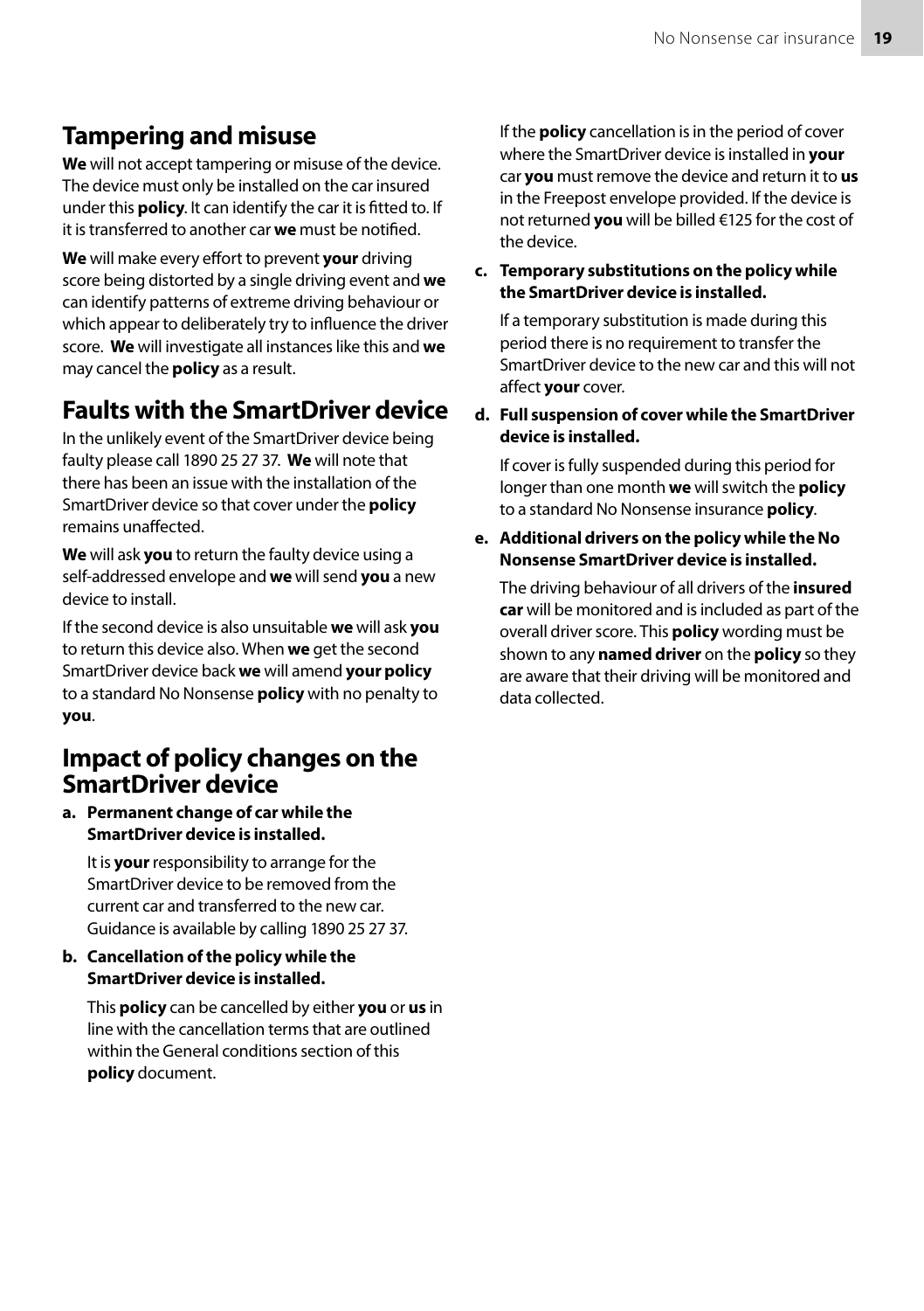## Tampering and misuse

**We** will not accept tampering or misuse of the device. The device must only be installed on the car insured under this **policy**. It can identify the car it is fitted to. If it is transferred to another car **we** must be notified.

**We** will make every effort to prevent **your** driving score being distorted by a single driving event and **we** can identify patterns of extreme driving behaviour or which appear to deliberately try to influence the driver score. **We** will investigate all instances like this and **we** may cancel the **policy** as a result.

## Faults with the SmartDriver device

In the unlikely event of the SmartDriver device being faulty please call 1890 25 27 37. **We** will note that there has been an issue with the installation of the SmartDriver device so that cover under the **policy** remains unaffected.

**We** will ask **you** to return the faulty device using a self-addressed envelope and **we** will send **you** a new device to install.

If the second device is also unsuitable **we** will ask **you** to return this device also. When **we** get the second SmartDriver device back **we** will amend **your policy** to a standard No Nonsense **policy** with no penalty to **you**.

## Impact of policy changes on the SmartDriver device

**a. Permanent change of car while the SmartDriver device is installed.**

It is **your** responsibility to arrange for the SmartDriver device to be removed from the current car and transferred to the new car. Guidance is available by calling 1890 25 27 37.

**b. Cancellation of the policy while the SmartDriver device is installed.**

This **policy** can be cancelled by either **you** or **us** in line with the cancellation terms that are outlined within the General conditions section of this **policy** document.

If the **policy** cancellation is in the period of cover where the SmartDriver device is installed in **your** car **you** must remove the device and return it to **us** in the Freepost envelope provided. If the device is not returned **you** will be billed €125 for the cost of the device.

**c. Temporary substitutions on the policy while the SmartDriver device is installed.**

If a temporary substitution is made during this period there is no requirement to transfer the SmartDriver device to the new car and this will not affect **your** cover.

**d. Full suspension of cover while the SmartDriver device is installed.**

If cover is fully suspended during this period for longer than one month **we** will switch the **policy** to a standard No Nonsense insurance **policy**.

**e. Additional drivers on the policy while the No Nonsense SmartDriver device is installed.**

The driving behaviour of all drivers of the **insured car** will be monitored and is included as part of the overall driver score. This **policy** wording must be shown to any **named driver** on the **policy** so they are aware that their driving will be monitored and data collected.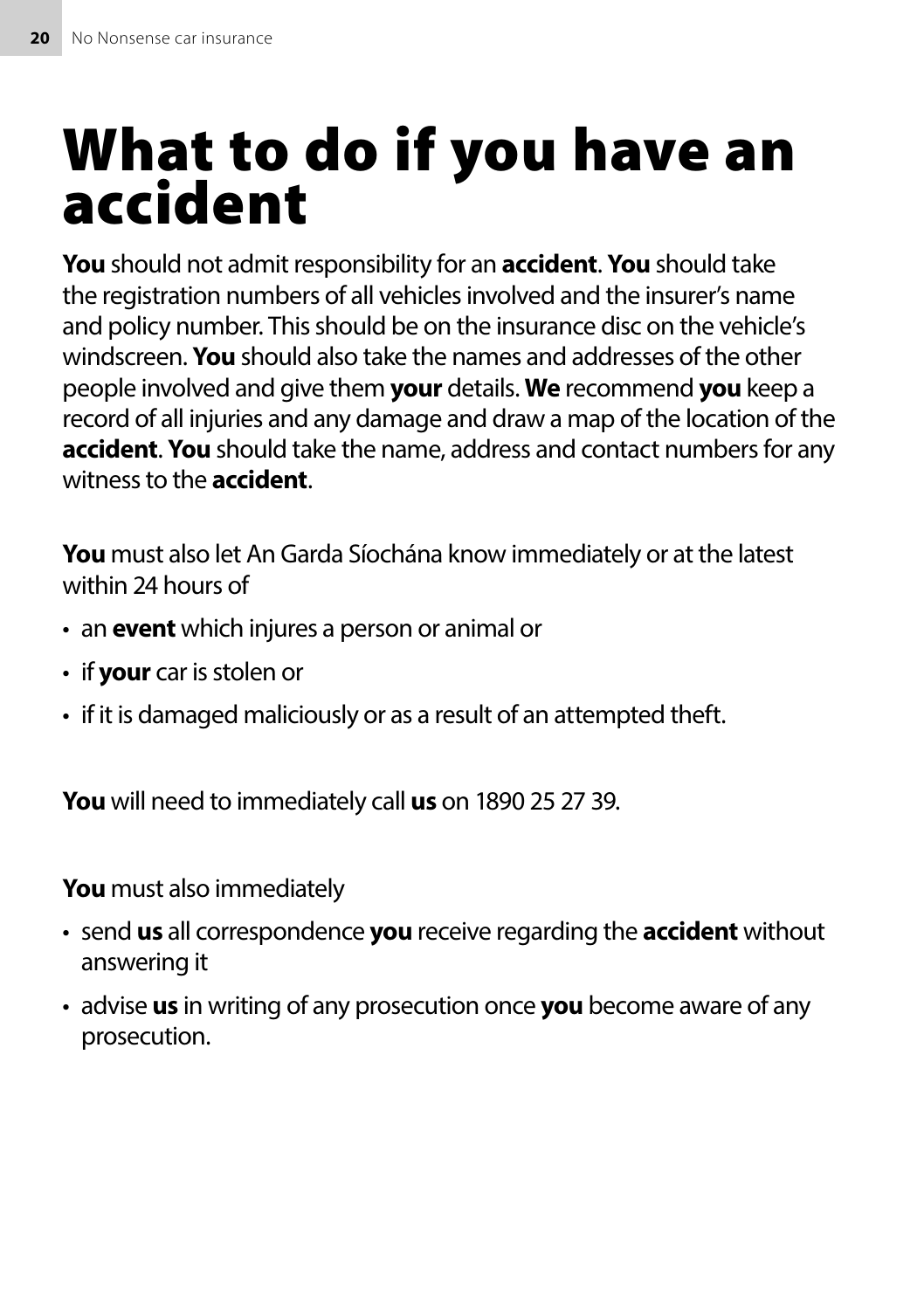# What to do if you have an accident

**You** should not admit responsibility for an **accident**. **You** should take the registration numbers of all vehicles involved and the insurer's name and policy number. This should be on the insurance disc on the vehicle's windscreen. **You** should also take the names and addresses of the other people involved and give them **your** details. **We** recommend **you** keep a record of all injuries and any damage and draw a map of the location of the **accident**. **You** should take the name, address and contact numbers for any witness to the **accident**.

**You** must also let An Garda Síochána know immediately or at the latest within 24 hours of

- an **event** which injures a person or animal or
- if **your** car is stolen or
- if it is damaged maliciously or as a result of an attempted theft.

**You** will need to immediately call **us** on 1890 25 27 39.

**You** must also immediately

- send **us** all correspondence **you** receive regarding the **accident** without answering it
- advise **us** in writing of any prosecution once **you** become aware of any prosecution.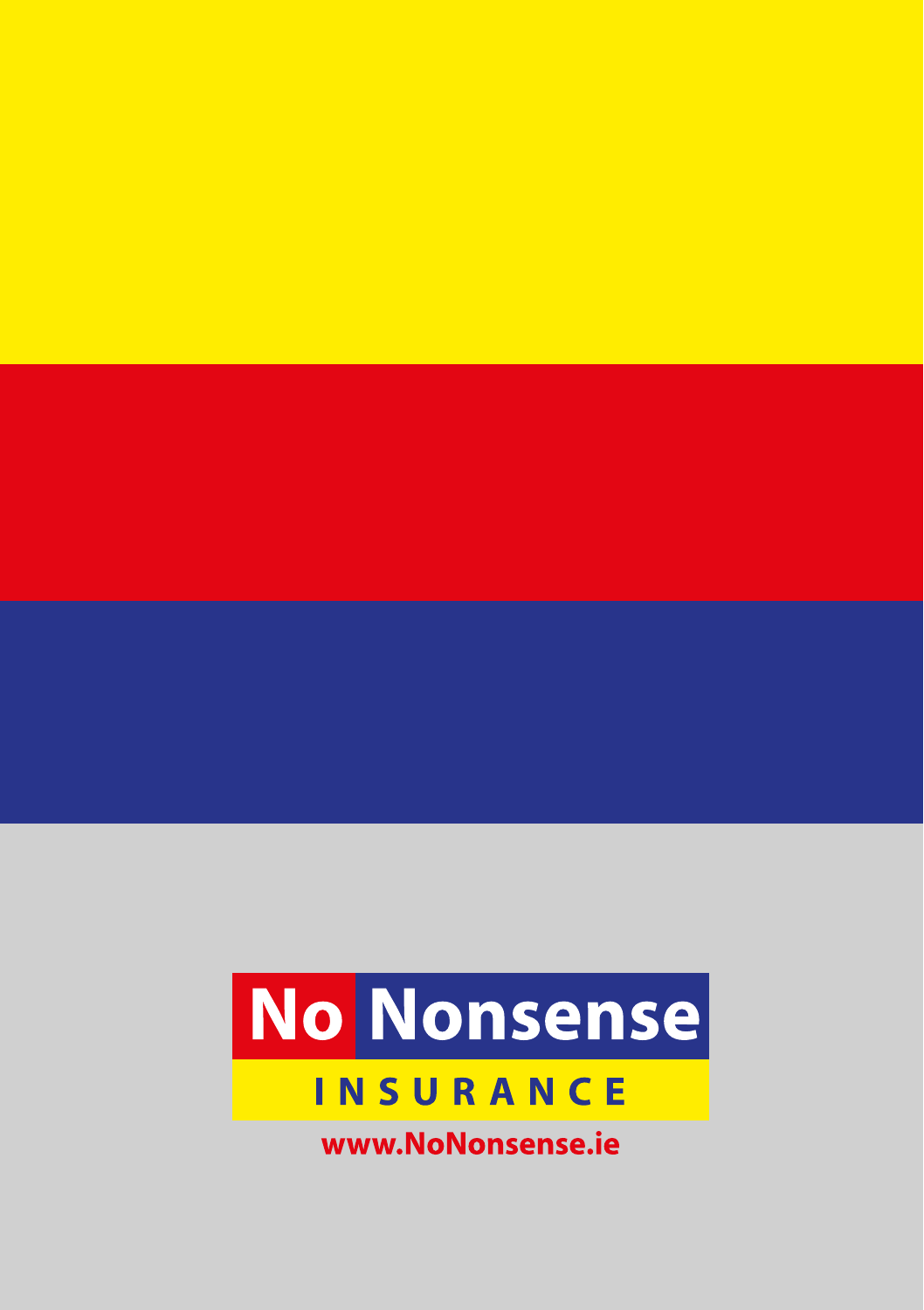**No Nonsense**

**INSURANCE**

**www.NoNonsense.ie**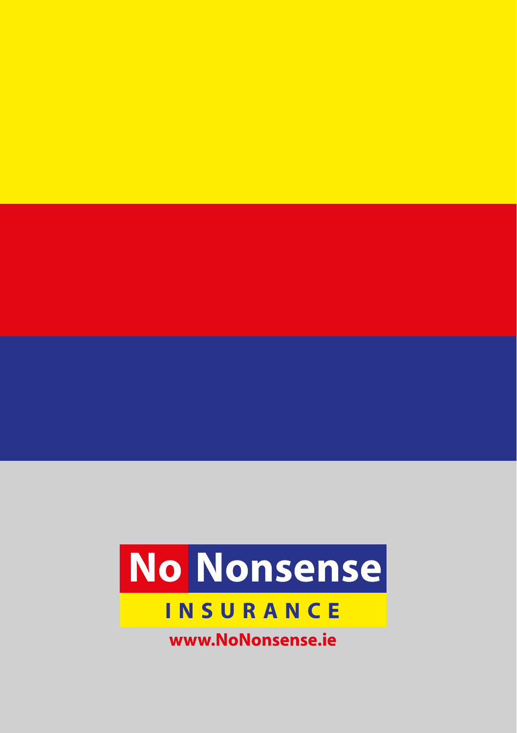No Nonsense

INSURANCE

www.NoNonsense.ie